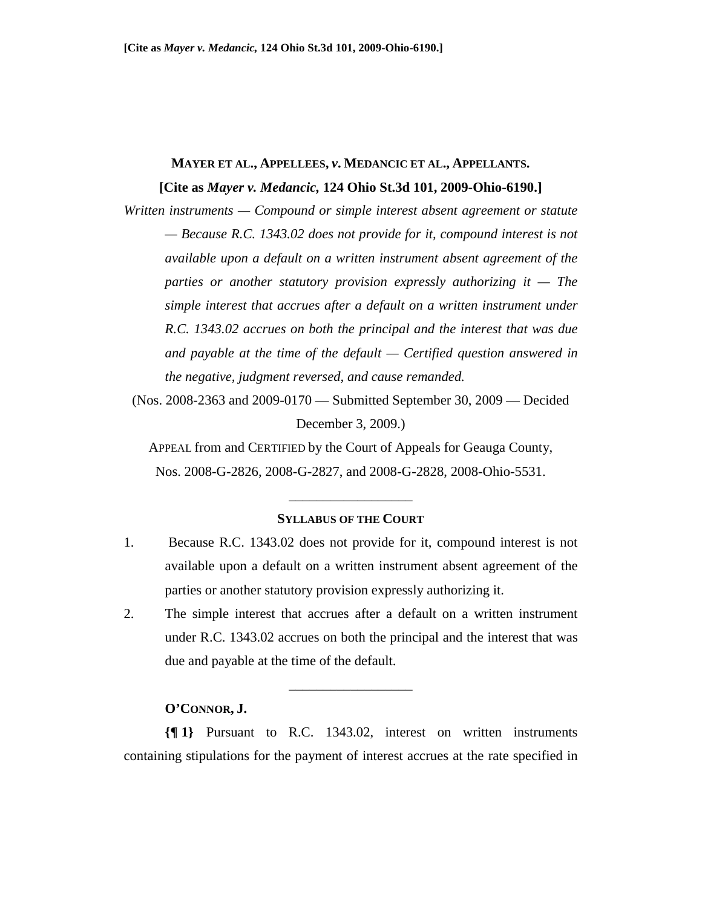**MAYER ET AL., APPELLEES, *v*. MEDANCIC ET AL., APPELLANTS.**

**[Cite as *Mayer v. Medancic*, 124 Ohio St.3d 101, 2009-Ohio-6190.]**

*Written instruments — Compound or simple interest absent agreement or statute — Because R.C. 1343.02 does not provide for it, compound interest is not available upon a default on a written instrument absent agreement of the parties or another statutory provision expressly authorizing it — The simple interest that accrues after a default on a written instrument under R.C. 1343.02 accrues on both the principal and the interest that was due and payable at the time of the default — Certified question answered in the negative, judgment reversed, and cause remanded.*

(Nos. 2008-2363 and 2009-0170 — Submitted September 30, 2009 — Decided December 3, 2009.)

APPEAL from and CERTIFIED by the Court of Appeals for Geauga County, Nos. 2008-G-2826, 2008-G-2827, and 2008-G-2828, 2008-Ohio-5531.

---

**SYLLABUS OF THE COURT**

1. Because R.C. 1343.02 does not provide for it, compound interest is not available upon a default on a written instrument absent agreement of the parties or another statutory provision expressly authorizing it.
2. The simple interest that accrues after a default on a written instrument under R.C. 1343.02 accrues on both the principal and the interest that was due and payable at the time of the default.

---

**O'CONNOR, J.**

**{¶ 1}** Pursuant to R.C. 1343.02, interest on written instruments containing stipulations for the payment of interest accrues at the rate specified in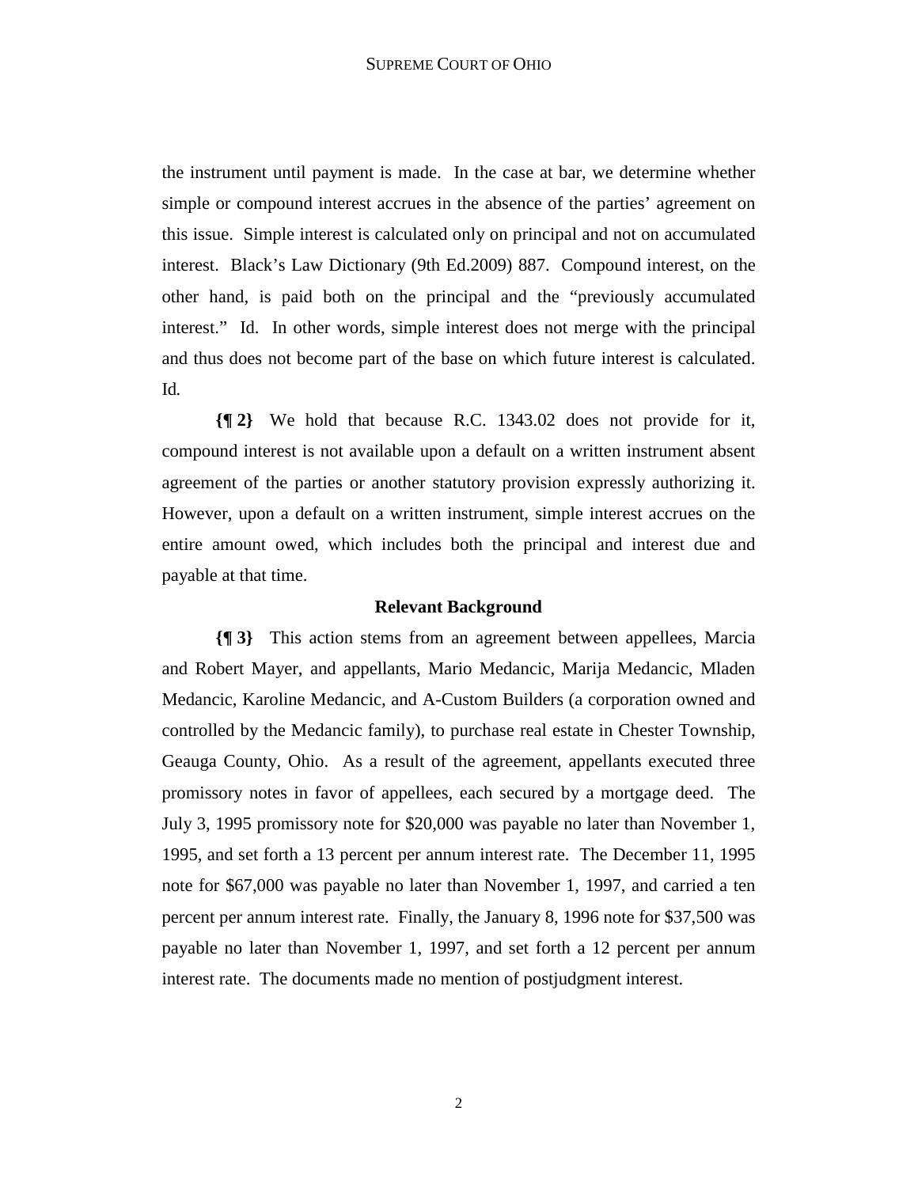the instrument until payment is made. In the case at bar, we determine whether simple or compound interest accrues in the absence of the parties' agreement on this issue. Simple interest is calculated only on principal and not on accumulated interest. Black's Law Dictionary (9th Ed.2009) 887. Compound interest, on the other hand, is paid both on the principal and the "previously accumulated interest." Id. In other words, simple interest does not merge with the principal and thus does not become part of the base on which future interest is calculated. Id.

**{¶ 2}** We hold that because R.C. 1343.02 does not provide for it, compound interest is not available upon a default on a written instrument absent agreement of the parties or another statutory provision expressly authorizing it. However, upon a default on a written instrument, simple interest accrues on the entire amount owed, which includes both the principal and interest due and payable at that time.

## Relevant Background

**{¶ 3}** This action stems from an agreement between appellees, Marcia and Robert Mayer, and appellants, Mario Medancic, Marija Medancic, Mladen Medancic, Karoline Medancic, and A-Custom Builders (a corporation owned and controlled by the Medancic family), to purchase real estate in Chester Township, Geauga County, Ohio. As a result of the agreement, appellants executed three promissory notes in favor of appellees, each secured by a mortgage deed. The July 3, 1995 promissory note for $20,000 was payable no later than November 1, 1995, and set forth a 13 percent per annum interest rate. The December 11, 1995 note for $67,000 was payable no later than November 1, 1997, and carried a ten percent per annum interest rate. Finally, the January 8, 1996 note for $37,500 was payable no later than November 1, 1997, and set forth a 12 percent per annum interest rate. The documents made no mention of postjudgment interest.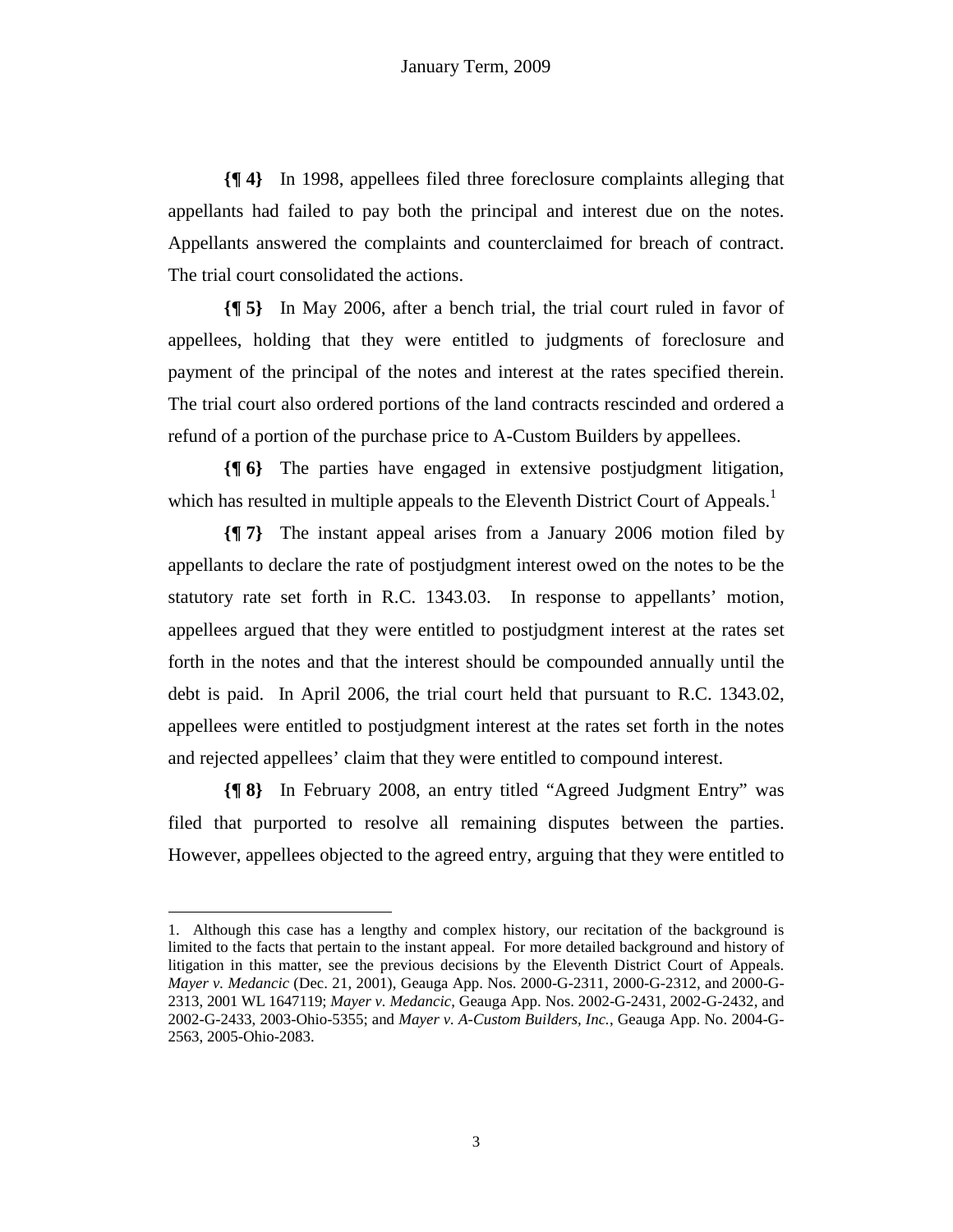**{¶ 4}** In 1998, appellees filed three foreclosure complaints alleging that appellants had failed to pay both the principal and interest due on the notes. Appellants answered the complaints and counterclaimed for breach of contract. The trial court consolidated the actions.

**{¶ 5}** In May 2006, after a bench trial, the trial court ruled in favor of appellees, holding that they were entitled to judgments of foreclosure and payment of the principal of the notes and interest at the rates specified therein. The trial court also ordered portions of the land contracts rescinded and ordered a refund of a portion of the purchase price to A-Custom Builders by appellees.

**{¶ 6}** The parties have engaged in extensive postjudgment litigation, which has resulted in multiple appeals to the Eleventh District Court of Appeals.[1]

**{¶ 7}** The instant appeal arises from a January 2006 motion filed by appellants to declare the rate of postjudgment interest owed on the notes to be the statutory rate set forth in R.C. 1343.03. In response to appellants' motion, appellees argued that they were entitled to postjudgment interest at the rates set forth in the notes and that the interest should be compounded annually until the debt is paid. In April 2006, the trial court held that pursuant to R.C. 1343.02, appellees were entitled to postjudgment interest at the rates set forth in the notes and rejected appellees' claim that they were entitled to compound interest.

**{¶ 8}** In February 2008, an entry titled "Agreed Judgment Entry" was filed that purported to resolve all remaining disputes between the parties. However, appellees objected to the agreed entry, arguing that they were entitled to

---

1. Although this case has a lengthy and complex history, our recitation of the background is limited to the facts that pertain to the instant appeal. For more detailed background and history of litigation in this matter, see the previous decisions by the Eleventh District Court of Appeals. *Mayer v. Medancic* (Dec. 21, 2001), Geauga App. Nos. 2000-G-2311, 2000-G-2312, and 2000-G-2313, 2001 WL 1647119; *Mayer v. Medancic*, Geauga App. Nos. 2002-G-2431, 2002-G-2432, and 2002-G-2433, 2003-Ohio-5355; and *Mayer v. A-Custom Builders, Inc.*, Geauga App. No. 2004-G-2563, 2005-Ohio-2083.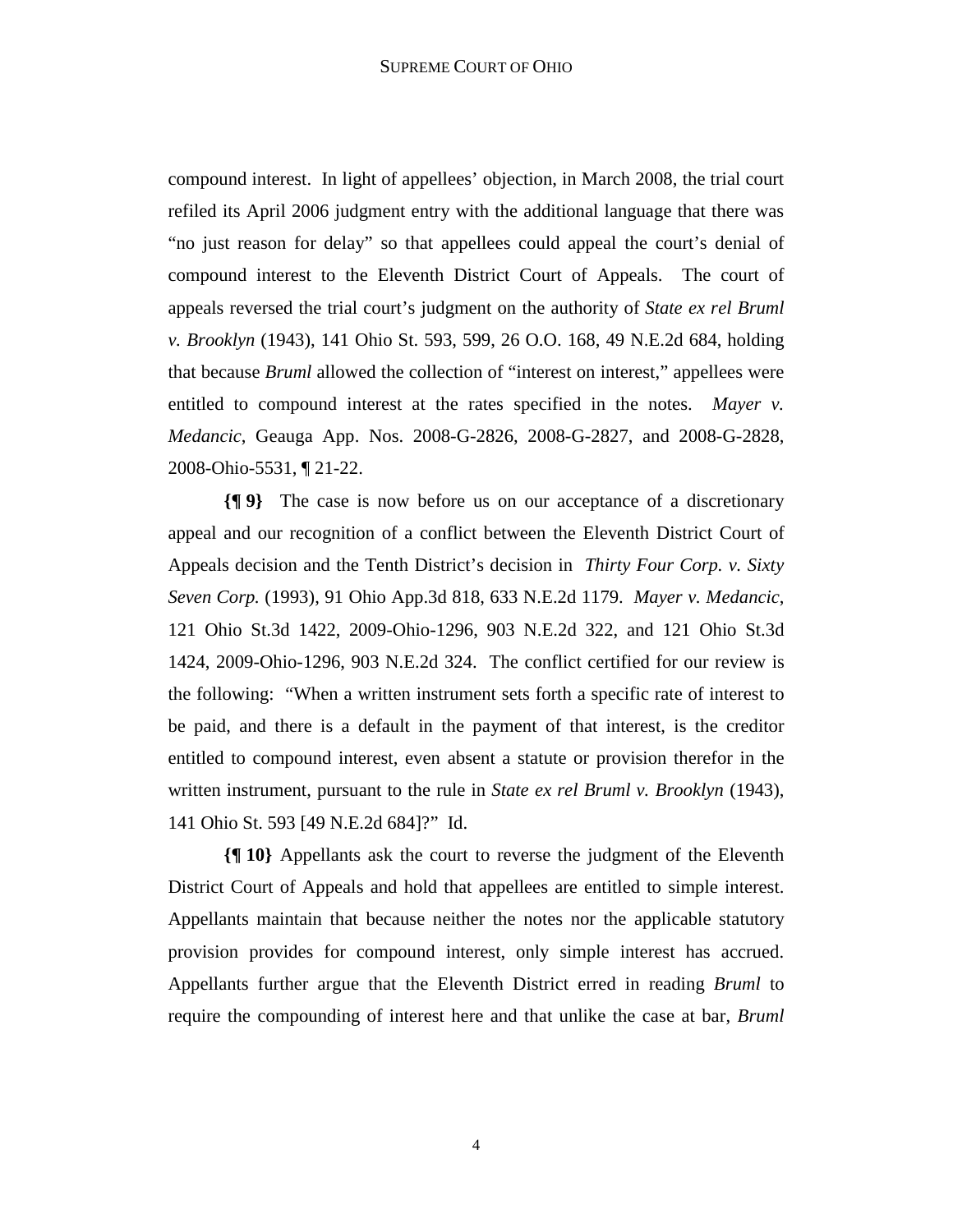compound interest. In light of appellees' objection, in March 2008, the trial court refiled its April 2006 judgment entry with the additional language that there was "no just reason for delay" so that appellees could appeal the court's denial of compound interest to the Eleventh District Court of Appeals. The court of appeals reversed the trial court's judgment on the authority of *State ex rel Bruml v. Brooklyn* (1943), 141 Ohio St. 593, 599, 26 O.O. 168, 49 N.E.2d 684, holding that because *Bruml* allowed the collection of "interest on interest," appellees were entitled to compound interest at the rates specified in the notes. *Mayer v. Medancic*, Geauga App. Nos. 2008-G-2826, 2008-G-2827, and 2008-G-2828, 2008-Ohio-5531, ¶ 21-22.

**{¶ 9}** The case is now before us on our acceptance of a discretionary appeal and our recognition of a conflict between the Eleventh District Court of Appeals decision and the Tenth District's decision in *Thirty Four Corp. v. Sixty Seven Corp.* (1993), 91 Ohio App.3d 818, 633 N.E.2d 1179. *Mayer v. Medancic*, 121 Ohio St.3d 1422, 2009-Ohio-1296, 903 N.E.2d 322, and 121 Ohio St.3d 1424, 2009-Ohio-1296, 903 N.E.2d 324. The conflict certified for our review is the following: "When a written instrument sets forth a specific rate of interest to be paid, and there is a default in the payment of that interest, is the creditor entitled to compound interest, even absent a statute or provision therefor in the written instrument, pursuant to the rule in *State ex rel Bruml v. Brooklyn* (1943), 141 Ohio St. 593 [49 N.E.2d 684]?" Id.

**{¶ 10}** Appellants ask the court to reverse the judgment of the Eleventh District Court of Appeals and hold that appellees are entitled to simple interest. Appellants maintain that because neither the notes nor the applicable statutory provision provides for compound interest, only simple interest has accrued. Appellants further argue that the Eleventh District erred in reading *Bruml* to require the compounding of interest here and that unlike the case at bar, *Bruml*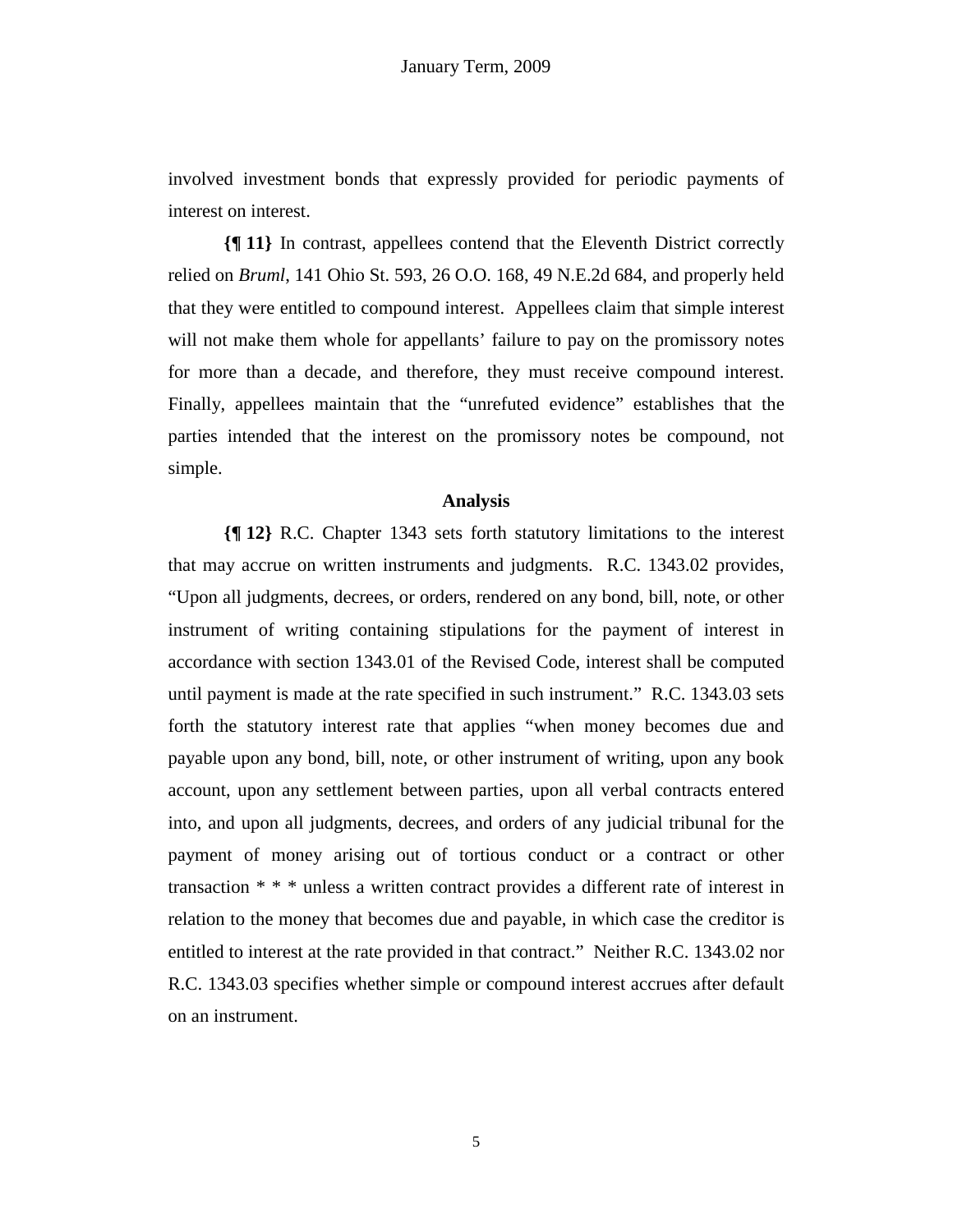involved investment bonds that expressly provided for periodic payments of interest on interest.

**{¶ 11}** In contrast, appellees contend that the Eleventh District correctly relied on *Bruml*, 141 Ohio St. 593, 26 O.O. 168, 49 N.E.2d 684, and properly held that they were entitled to compound interest. Appellees claim that simple interest will not make them whole for appellants' failure to pay on the promissory notes for more than a decade, and therefore, they must receive compound interest. Finally, appellees maintain that the "unrefuted evidence" establishes that the parties intended that the interest on the promissory notes be compound, not simple.

### Analysis

**{¶ 12}** R.C. Chapter 1343 sets forth statutory limitations to the interest that may accrue on written instruments and judgments. R.C. 1343.02 provides, "Upon all judgments, decrees, or orders, rendered on any bond, bill, note, or other instrument of writing containing stipulations for the payment of interest in accordance with section 1343.01 of the Revised Code, interest shall be computed until payment is made at the rate specified in such instrument." R.C. 1343.03 sets forth the statutory interest rate that applies "when money becomes due and payable upon any bond, bill, note, or other instrument of writing, upon any book account, upon any settlement between parties, upon all verbal contracts entered into, and upon all judgments, decrees, and orders of any judicial tribunal for the payment of money arising out of tortious conduct or a contract or other transaction * * * unless a written contract provides a different rate of interest in relation to the money that becomes due and payable, in which case the creditor is entitled to interest at the rate provided in that contract." Neither R.C. 1343.02 nor R.C. 1343.03 specifies whether simple or compound interest accrues after default on an instrument.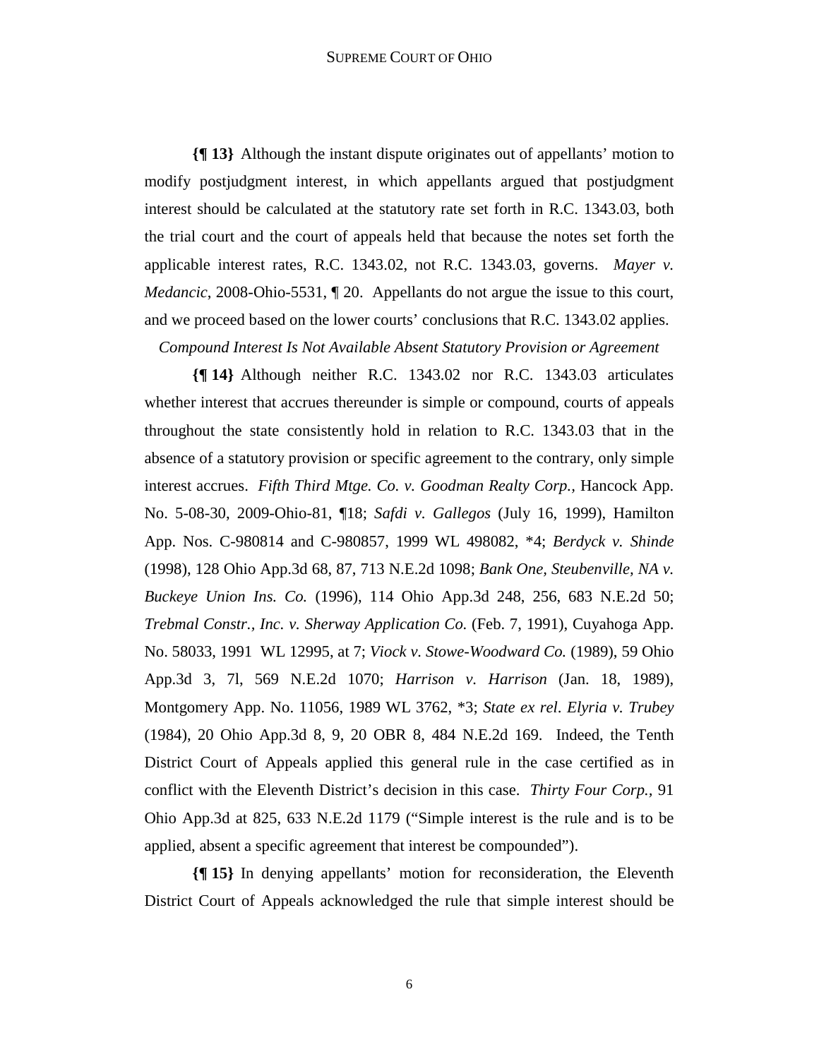**{¶ 13}** Although the instant dispute originates out of appellants' motion to modify postjudgment interest, in which appellants argued that postjudgment interest should be calculated at the statutory rate set forth in R.C. 1343.03, both the trial court and the court of appeals held that because the notes set forth the applicable interest rates, R.C. 1343.02, not R.C. 1343.03, governs. *Mayer v. Medancic*, 2008-Ohio-5531, ¶ 20. Appellants do not argue the issue to this court, and we proceed based on the lower courts' conclusions that R.C. 1343.02 applies.

*Compound Interest Is Not Available Absent Statutory Provision or Agreement*

**{¶ 14}** Although neither R.C. 1343.02 nor R.C. 1343.03 articulates whether interest that accrues thereunder is simple or compound, courts of appeals throughout the state consistently hold in relation to R.C. 1343.03 that in the absence of a statutory provision or specific agreement to the contrary, only simple interest accrues. *Fifth Third Mtge. Co. v. Goodman Realty Corp.,* Hancock App. No. 5-08-30, 2009-Ohio-81, ¶18; *Safdi v. Gallegos* (July 16, 1999), Hamilton App. Nos. C-980814 and C-980857, 1999 WL 498082, *4; *Berdyck v. Shinde* (1998), 128 Ohio App.3d 68, 87, 713 N.E.2d 1098; *Bank One, Steubenville, NA v. Buckeye Union Ins. Co.* (1996), 114 Ohio App.3d 248, 256, 683 N.E.2d 50; *Trebmal Constr., Inc. v. Sherway Application Co.* (Feb. 7, 1991), Cuyahoga App. No. 58033, 1991 WL 12995, at 7; *Viock v. Stowe-Woodward Co.* (1989), 59 Ohio App.3d 3, 7l, 569 N.E.2d 1070; *Harrison v. Harrison* (Jan. 18, 1989), Montgomery App. No. 11056, 1989 WL 3762, *3; *State ex rel. Elyria v. Trubey* (1984), 20 Ohio App.3d 8, 9, 20 OBR 8, 484 N.E.2d 169. Indeed, the Tenth District Court of Appeals applied this general rule in the case certified as in conflict with the Eleventh District's decision in this case. *Thirty Four Corp.*, 91 Ohio App.3d at 825, 633 N.E.2d 1179 ("Simple interest is the rule and is to be applied, absent a specific agreement that interest be compounded").

**{¶ 15}** In denying appellants' motion for reconsideration, the Eleventh District Court of Appeals acknowledged the rule that simple interest should be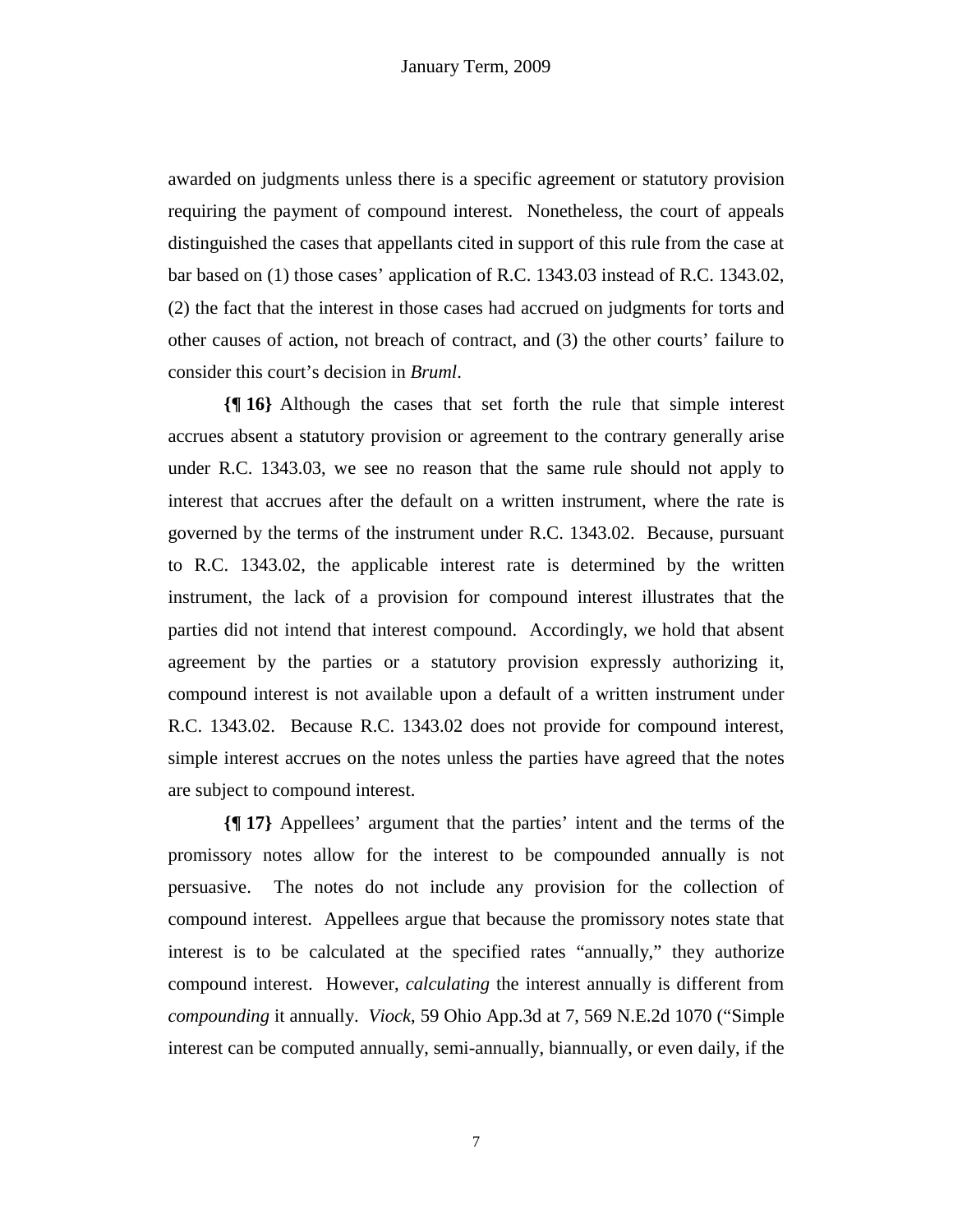awarded on judgments unless there is a specific agreement or statutory provision requiring the payment of compound interest. Nonetheless, the court of appeals distinguished the cases that appellants cited in support of this rule from the case at bar based on (1) those cases' application of R.C. 1343.03 instead of R.C. 1343.02, (2) the fact that the interest in those cases had accrued on judgments for torts and other causes of action, not breach of contract, and (3) the other courts' failure to consider this court's decision in *Bruml*.

**{¶ 16}** Although the cases that set forth the rule that simple interest accrues absent a statutory provision or agreement to the contrary generally arise under R.C. 1343.03, we see no reason that the same rule should not apply to interest that accrues after the default on a written instrument, where the rate is governed by the terms of the instrument under R.C. 1343.02. Because, pursuant to R.C. 1343.02, the applicable interest rate is determined by the written instrument, the lack of a provision for compound interest illustrates that the parties did not intend that interest compound. Accordingly, we hold that absent agreement by the parties or a statutory provision expressly authorizing it, compound interest is not available upon a default of a written instrument under R.C. 1343.02. Because R.C. 1343.02 does not provide for compound interest, simple interest accrues on the notes unless the parties have agreed that the notes are subject to compound interest.

**{¶ 17}** Appellees' argument that the parties' intent and the terms of the promissory notes allow for the interest to be compounded annually is not persuasive. The notes do not include any provision for the collection of compound interest. Appellees argue that because the promissory notes state that interest is to be calculated at the specified rates "annually," they authorize compound interest. However, *calculating* the interest annually is different from *compounding* it annually. *Viock*, 59 Ohio App.3d at 7, 569 N.E.2d 1070 ("Simple interest can be computed annually, semi-annually, biannually, or even daily, if the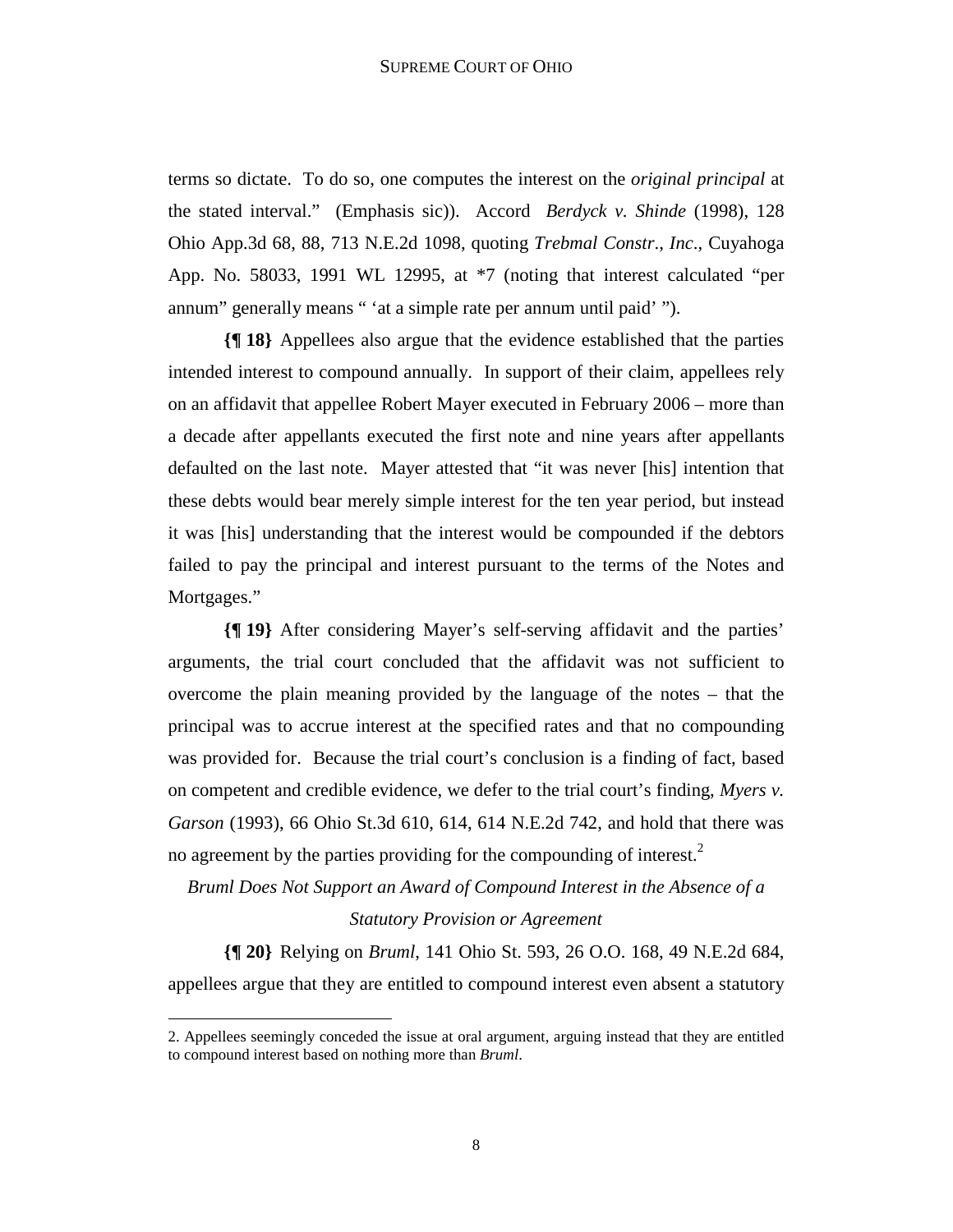terms so dictate. To do so, one computes the interest on the *original principal* at the stated interval." (Emphasis sic)). Accord *Berdyck v. Shinde* (1998), 128 Ohio App.3d 68, 88, 713 N.E.2d 1098, quoting *Trebmal Constr., Inc.*, Cuyahoga App. No. 58033, 1991 WL 12995, at *7 (noting that interest calculated "per annum" generally means " 'at a simple rate per annum until paid' ").

**{¶ 18}** Appellees also argue that the evidence established that the parties intended interest to compound annually. In support of their claim, appellees rely on an affidavit that appellee Robert Mayer executed in February 2006 – more than a decade after appellants executed the first note and nine years after appellants defaulted on the last note. Mayer attested that "it was never [his] intention that these debts would bear merely simple interest for the ten year period, but instead it was [his] understanding that the interest would be compounded if the debtors failed to pay the principal and interest pursuant to the terms of the Notes and Mortgages."

**{¶ 19}** After considering Mayer's self-serving affidavit and the parties' arguments, the trial court concluded that the affidavit was not sufficient to overcome the plain meaning provided by the language of the notes – that the principal was to accrue interest at the specified rates and that no compounding was provided for. Because the trial court's conclusion is a finding of fact, based on competent and credible evidence, we defer to the trial court's finding, *Myers v. Garson* (1993), 66 Ohio St.3d 610, 614, 614 N.E.2d 742, and hold that there was no agreement by the parties providing for the compounding of interest.[2]

*Bruml Does Not Support an Award of Compound Interest in the Absence of a Statutory Provision or Agreement*

**{¶ 20}** Relying on *Bruml*, 141 Ohio St. 593, 26 O.O. 168, 49 N.E.2d 684, appellees argue that they are entitled to compound interest even absent a statutory

2. Appellees seemingly conceded the issue at oral argument, arguing instead that they are entitled to compound interest based on nothing more than *Bruml*.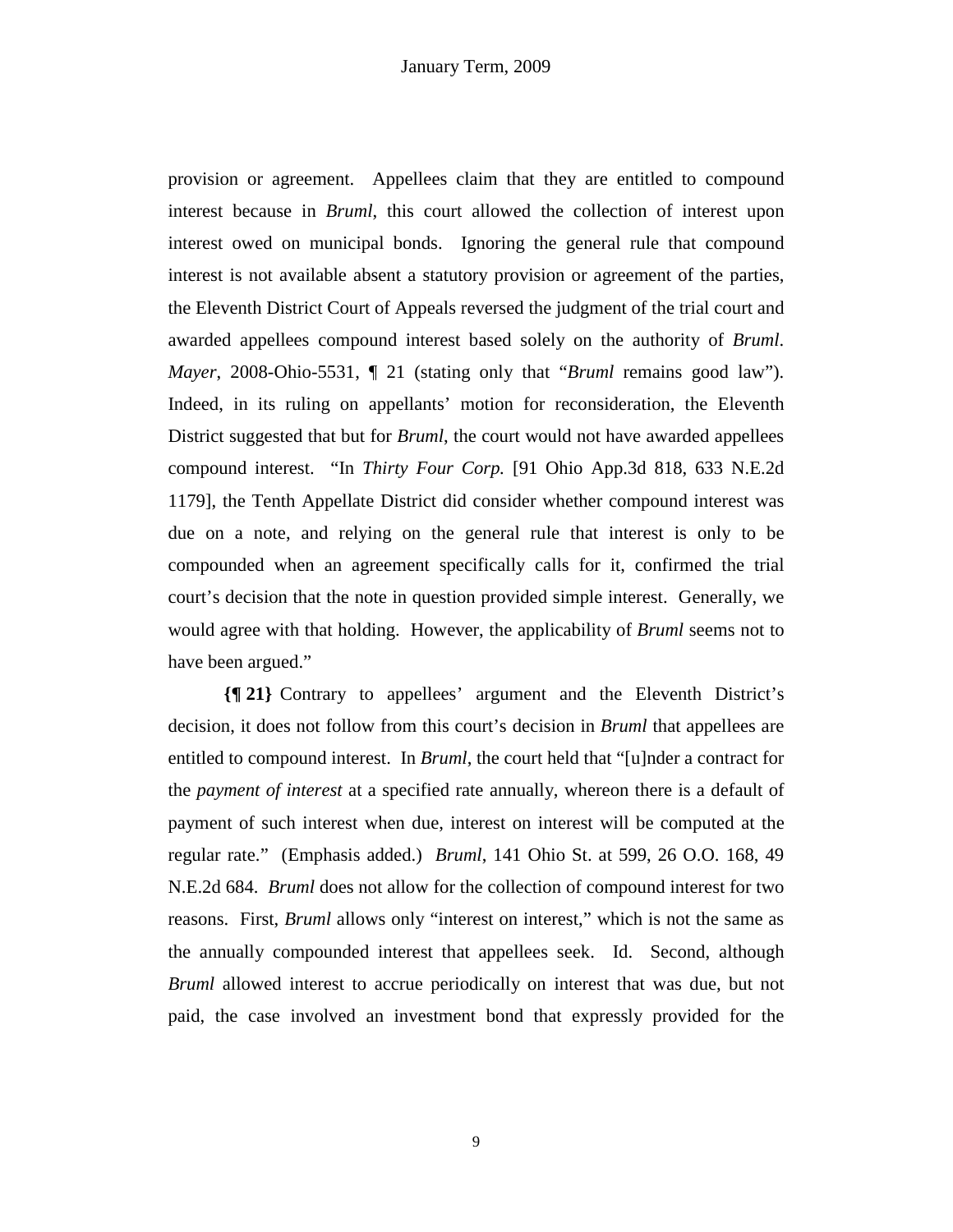provision or agreement. Appellees claim that they are entitled to compound interest because in *Bruml*, this court allowed the collection of interest upon interest owed on municipal bonds. Ignoring the general rule that compound interest is not available absent a statutory provision or agreement of the parties, the Eleventh District Court of Appeals reversed the judgment of the trial court and awarded appellees compound interest based solely on the authority of *Bruml*. *Mayer*, 2008-Ohio-5531, ¶ 21 (stating only that "*Bruml* remains good law"). Indeed, in its ruling on appellants' motion for reconsideration, the Eleventh District suggested that but for *Bruml*, the court would not have awarded appellees compound interest. "In *Thirty Four Corp.* [91 Ohio App.3d 818, 633 N.E.2d 1179], the Tenth Appellate District did consider whether compound interest was due on a note, and relying on the general rule that interest is only to be compounded when an agreement specifically calls for it, confirmed the trial court's decision that the note in question provided simple interest. Generally, we would agree with that holding. However, the applicability of *Bruml* seems not to have been argued."

**{¶ 21}** Contrary to appellees' argument and the Eleventh District's decision, it does not follow from this court's decision in *Bruml* that appellees are entitled to compound interest. In *Bruml*, the court held that "[u]nder a contract for the *payment of interest* at a specified rate annually, whereon there is a default of payment of such interest when due, interest on interest will be computed at the regular rate." (Emphasis added.) *Bruml*, 141 Ohio St. at 599, 26 O.O. 168, 49 N.E.2d 684. *Bruml* does not allow for the collection of compound interest for two reasons. First, *Bruml* allows only "interest on interest," which is not the same as the annually compounded interest that appellees seek. Id. Second, although *Bruml* allowed interest to accrue periodically on interest that was due, but not paid, the case involved an investment bond that expressly provided for the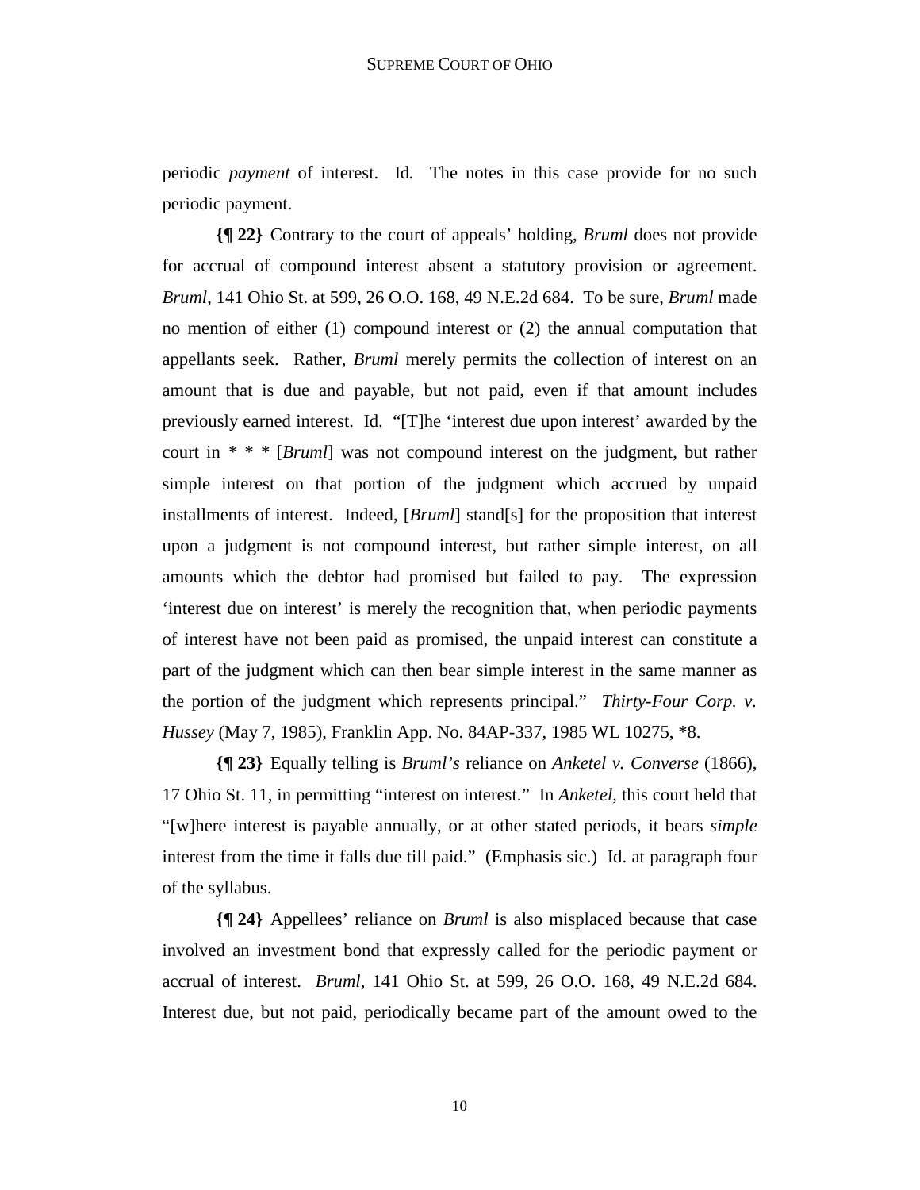periodic *payment* of interest. Id*.* The notes in this case provide for no such periodic payment.

**{¶ 22}** Contrary to the court of appeals' holding, *Bruml* does not provide for accrual of compound interest absent a statutory provision or agreement. *Bruml*, 141 Ohio St. at 599, 26 O.O. 168, 49 N.E.2d 684. To be sure, *Bruml* made no mention of either (1) compound interest or (2) the annual computation that appellants seek. Rather, *Bruml* merely permits the collection of interest on an amount that is due and payable, but not paid, even if that amount includes previously earned interest. Id. "[T]he 'interest due upon interest' awarded by the court in * * * [*Bruml*] was not compound interest on the judgment, but rather simple interest on that portion of the judgment which accrued by unpaid installments of interest. Indeed, [*Bruml*] stand[s] for the proposition that interest upon a judgment is not compound interest, but rather simple interest, on all amounts which the debtor had promised but failed to pay. The expression 'interest due on interest' is merely the recognition that, when periodic payments of interest have not been paid as promised, the unpaid interest can constitute a part of the judgment which can then bear simple interest in the same manner as the portion of the judgment which represents principal." *Thirty-Four Corp. v. Hussey* (May 7, 1985), Franklin App. No. 84AP-337, 1985 WL 10275, *8.

**{¶ 23}** Equally telling is *Bruml's* reliance on *Anketel v. Converse* (1866), 17 Ohio St. 11, in permitting "interest on interest." In *Anketel*, this court held that "[w]here interest is payable annually, or at other stated periods, it bears *simple* interest from the time it falls due till paid." (Emphasis sic.) Id. at paragraph four of the syllabus.

**{¶ 24}** Appellees' reliance on *Bruml* is also misplaced because that case involved an investment bond that expressly called for the periodic payment or accrual of interest. *Bruml*, 141 Ohio St. at 599, 26 O.O. 168, 49 N.E.2d 684. Interest due, but not paid, periodically became part of the amount owed to the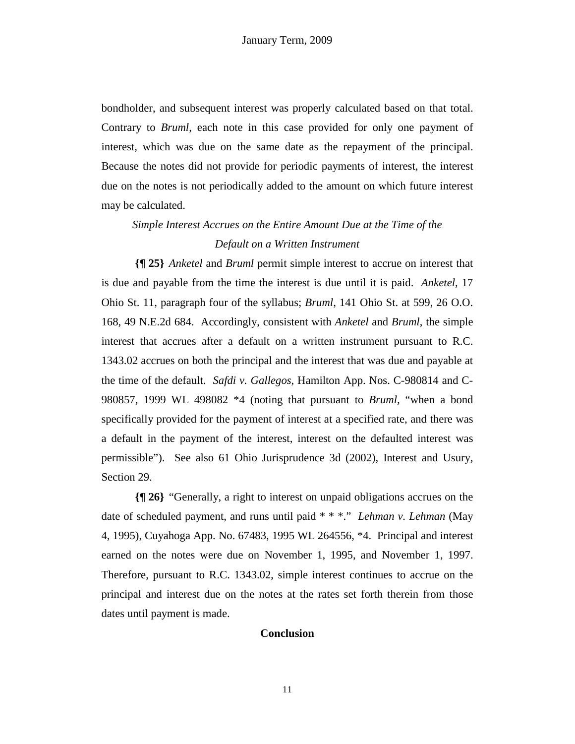bondholder, and subsequent interest was properly calculated based on that total. Contrary to *Bruml*, each note in this case provided for only one payment of interest, which was due on the same date as the repayment of the principal. Because the notes did not provide for periodic payments of interest, the interest due on the notes is not periodically added to the amount on which future interest may be calculated.

*Simple Interest Accrues on the Entire Amount Due at the Time of the Default on a Written Instrument*

**{¶ 25}** *Anketel* and *Bruml* permit simple interest to accrue on interest that is due and payable from the time the interest is due until it is paid. *Anketel*, 17 Ohio St. 11, paragraph four of the syllabus; *Bruml*, 141 Ohio St. at 599, 26 O.O. 168, 49 N.E.2d 684. Accordingly, consistent with *Anketel* and *Bruml*, the simple interest that accrues after a default on a written instrument pursuant to R.C. 1343.02 accrues on both the principal and the interest that was due and payable at the time of the default. *Safdi v. Gallegos*, Hamilton App. Nos. C-980814 and C-980857, 1999 WL 498082 *4 (noting that pursuant to *Bruml*, "when a bond specifically provided for the payment of interest at a specified rate, and there was a default in the payment of the interest, interest on the defaulted interest was permissible"). See also 61 Ohio Jurisprudence 3d (2002), Interest and Usury, Section 29.

**{¶ 26}** "Generally, a right to interest on unpaid obligations accrues on the date of scheduled payment, and runs until paid * * *." *Lehman v. Lehman* (May 4, 1995), Cuyahoga App. No. 67483, 1995 WL 264556, *4. Principal and interest earned on the notes were due on November 1, 1995, and November 1, 1997. Therefore, pursuant to R.C. 1343.02, simple interest continues to accrue on the principal and interest due on the notes at the rates set forth therein from those dates until payment is made.

**Conclusion**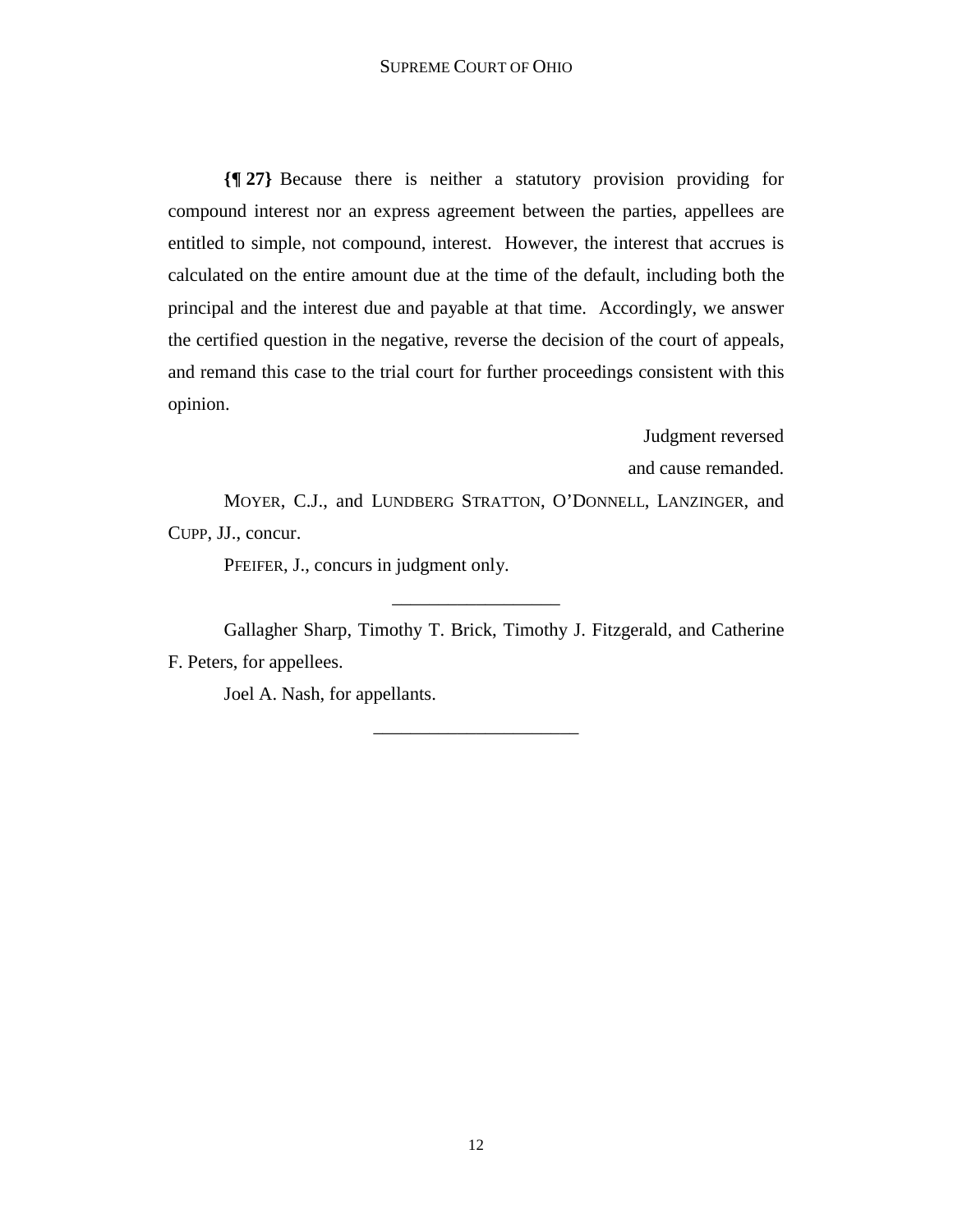**{¶ 27}** Because there is neither a statutory provision providing for compound interest nor an express agreement between the parties, appellees are entitled to simple, not compound, interest. However, the interest that accrues is calculated on the entire amount due at the time of the default, including both the principal and the interest due and payable at that time. Accordingly, we answer the certified question in the negative, reverse the decision of the court of appeals, and remand this case to the trial court for further proceedings consistent with this opinion.

Judgment reversed
and cause remanded.

MOYER, C.J., and LUNDBERG STRATTON, O'DONNELL, LANZINGER, and CUPP, JJ., concur.

PFEIFER, J., concurs in judgment only.

---

Gallagher Sharp, Timothy T. Brick, Timothy J. Fitzgerald, and Catherine F. Peters, for appellees.

Joel A. Nash, for appellants.

---